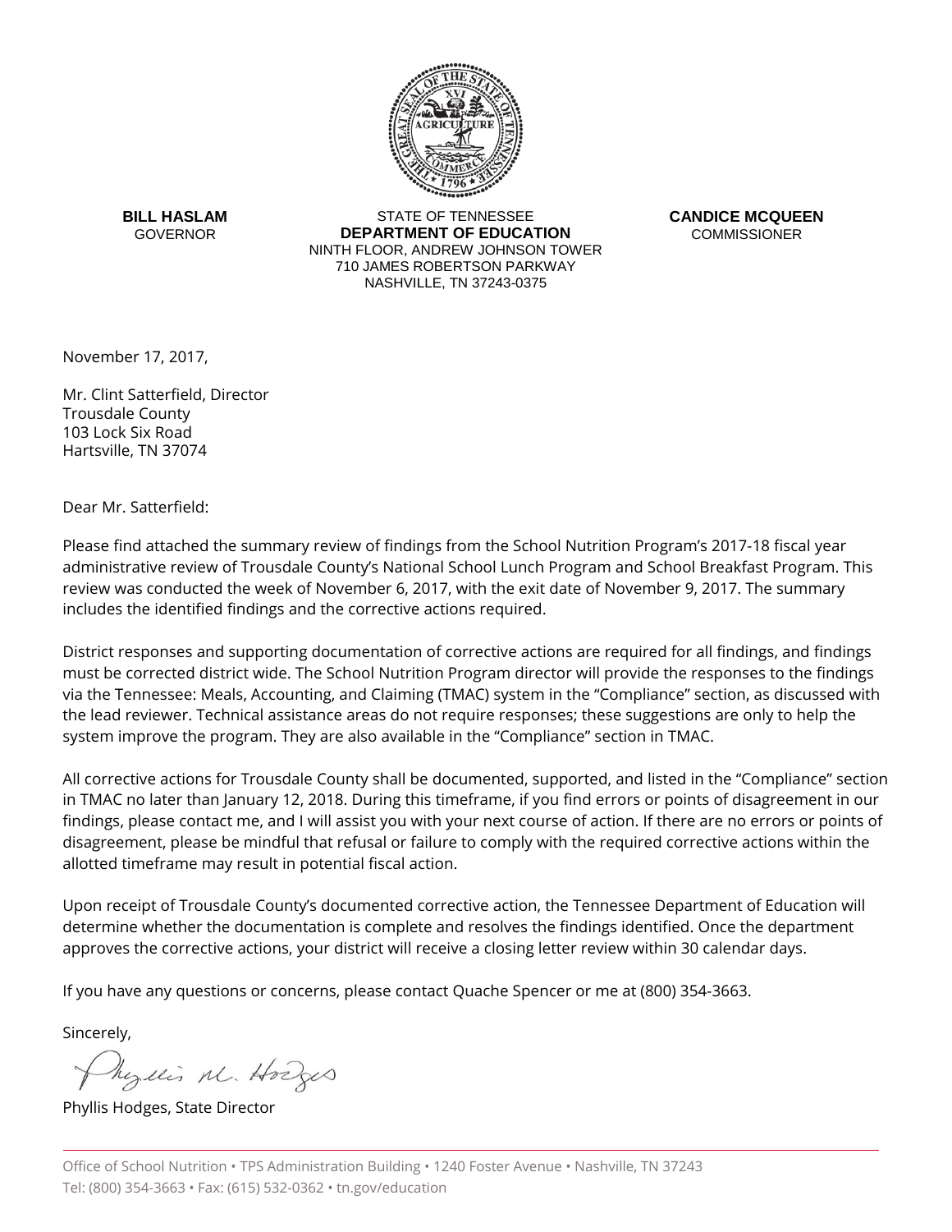**BILL HASLAM**
GOVERNOR

STATE OF TENNESSEE
**DEPARTMENT OF EDUCATION**
NINTH FLOOR, ANDREW JOHNSON TOWER
710 JAMES ROBERTSON PARKWAY
NASHVILLE, TN 37243-0375

**CANDICE MCQUEEN**
COMMISSIONER

November 17, 2017,

Mr. Clint Satterfield, Director
Trousdale County
103 Lock Six Road
Hartsville, TN 37074

Dear Mr. Satterfield:

Please find attached the summary review of findings from the School Nutrition Program's 2017-18 fiscal year administrative review of Trousdale County's National School Lunch Program and School Breakfast Program. This review was conducted the week of November 6, 2017, with the exit date of November 9, 2017. The summary includes the identified findings and the corrective actions required.

District responses and supporting documentation of corrective actions are required for all findings, and findings must be corrected district wide. The School Nutrition Program director will provide the responses to the findings via the Tennessee: Meals, Accounting, and Claiming (TMAC) system in the "Compliance" section, as discussed with the lead reviewer. Technical assistance areas do not require responses; these suggestions are only to help the system improve the program. They are also available in the "Compliance" section in TMAC.

All corrective actions for Trousdale County shall be documented, supported, and listed in the "Compliance" section in TMAC no later than January 12, 2018. During this timeframe, if you find errors or points of disagreement in our findings, please contact me, and I will assist you with your next course of action. If there are no errors or points of disagreement, please be mindful that refusal or failure to comply with the required corrective actions within the allotted timeframe may result in potential fiscal action.

Upon receipt of Trousdale County's documented corrective action, the Tennessee Department of Education will determine whether the documentation is complete and resolves the findings identified. Once the department approves the corrective actions, your district will receive a closing letter review within 30 calendar days.

If you have any questions or concerns, please contact Quache Spencer or me at (800) 354-3663.

Sincerely,

Phyllis M. Hodges

Phyllis Hodges, State Director

Office of School Nutrition • TPS Administration Building • 1240 Foster Avenue • Nashville, TN 37243
Tel: (800) 354-3663 • Fax: (615) 532-0362 • tn.gov/education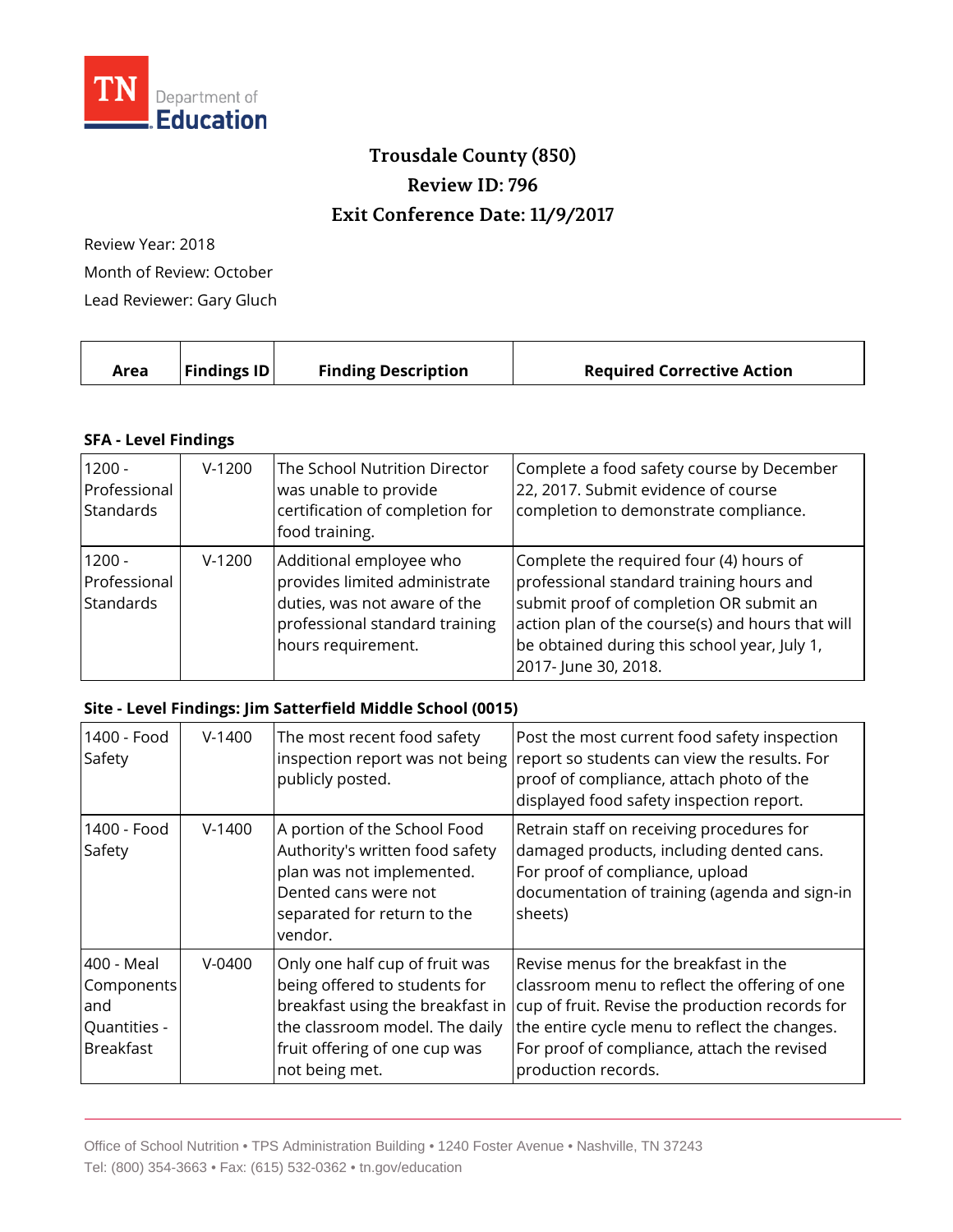TN Department of Education

# Trousdale County (850)

## Review ID: 796

## Exit Conference Date: 11/9/2017

Review Year: 2018

Month of Review: October

Lead Reviewer: Gary Gluch

### SFA - Level Findings

| Area | Findings ID | Finding Description | Required Corrective Action |
|---|---|---|---|
| 1200 - Professional Standards | V-1200 | The School Nutrition Director was unable to provide certification of completion for food training. | Complete a food safety course by December 22, 2017. Submit evidence of course completion to demonstrate compliance. |
| 1200 - Professional Standards | V-1200 | Additional employee who provides limited administrate duties, was not aware of the professional standard training hours requirement. | Complete the required four (4) hours of professional standard training hours and submit proof of completion OR submit an action plan of the course(s) and hours that will be obtained during this school year, July 1, 2017- June 30, 2018. |

### Site - Level Findings: Jim Satterfield Middle School (0015)

| Area | Findings ID | Finding Description | Required Corrective Action |
|---|---|---|---|
| 1400 - Food Safety | V-1400 | The most recent food safety inspection report was not being publicly posted. | Post the most current food safety inspection report so students can view the results. For proof of compliance, attach photo of the displayed food safety inspection report. |
| 1400 - Food Safety | V-1400 | A portion of the School Food Authority's written food safety plan was not implemented. Dented cans were not separated for return to the vendor. | Retrain staff on receiving procedures for damaged products, including dented cans. For proof of compliance, upload documentation of training (agenda and sign-in sheets) |
| 400 - Meal Components and Quantities - Breakfast | V-0400 | Only one half cup of fruit was being offered to students for breakfast using the breakfast in the classroom model. The daily fruit offering of one cup was not being met. | Revise menus for the breakfast in the classroom menu to reflect the offering of one cup of fruit. Revise the production records for the entire cycle menu to reflect the changes. For proof of compliance, attach the revised production records. |

Office of School Nutrition • TPS Administration Building • 1240 Foster Avenue • Nashville, TN 37243
Tel: (800) 354-3663 • Fax: (615) 532-0362 • tn.gov/education